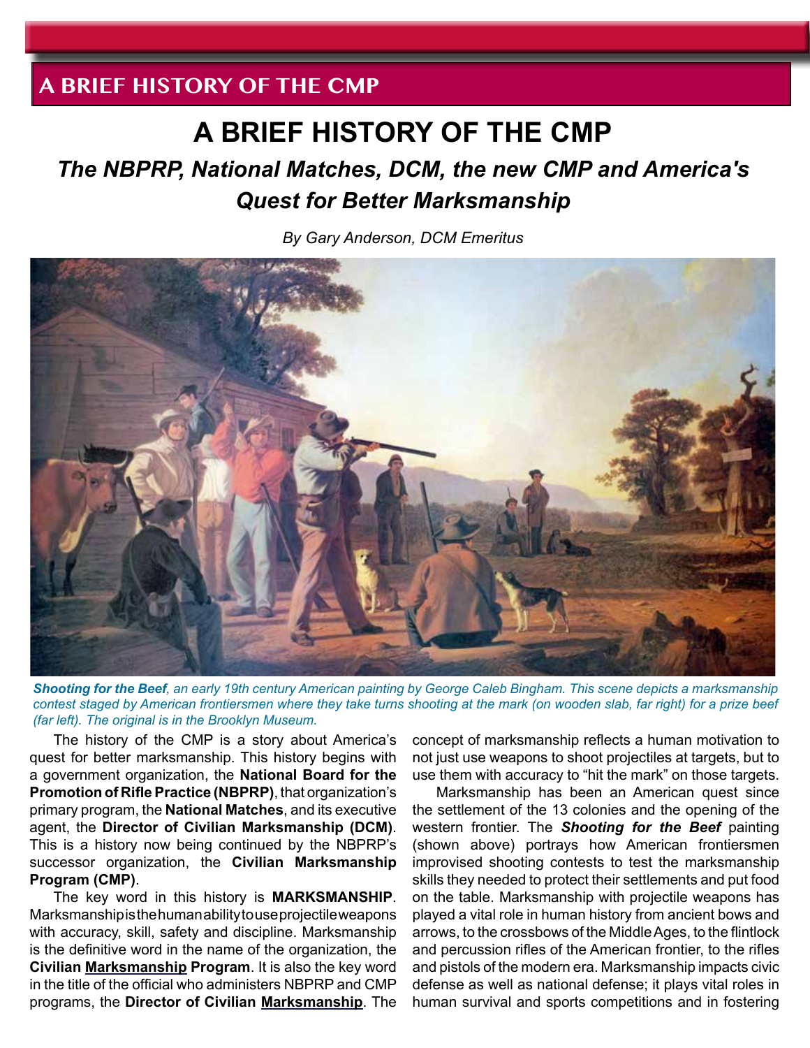# A BRIEF HISTORY OF THE CMP

## *The NBPRP, National Matches, DCM, the new CMP and America's Quest for Better Marksmanship*

*By Gary Anderson, DCM Emeritus*

***Shooting for the Beef**, an early 19th century American painting by George Caleb Bingham. This scene depicts a marksmanship contest staged by American frontiersmen where they take turns shooting at the mark (on wooden slab, far right) for a prize beef (far left). The original is in the Brooklyn Museum.*

The history of the CMP is a story about America's quest for better marksmanship. This history begins with a government organization, the **National Board for the Promotion of Rifle Practice (NBPRP)**, that organization's primary program, the **National Matches**, and its executive agent, the **Director of Civilian Marksmanship (DCM)**. This is a history now being continued by the NBPRP's successor organization, the **Civilian Marksmanship Program (CMP)**.

The key word in this history is **MARKSMANSHIP**. Marksmanship is the human ability to use projectile weapons with accuracy, skill, safety and discipline. Marksmanship is the definitive word in the name of the organization, the **Civilian <u>Marksmanship</u> Program**. It is also the key word in the title of the official who administers NBPRP and CMP programs, the **Director of Civilian <u>Marksmanship</u>**. The concept of marksmanship reflects a human motivation to not just use weapons to shoot projectiles at targets, but to use them with accuracy to "hit the mark" on those targets.

Marksmanship has been an American quest since the settlement of the 13 colonies and the opening of the western frontier. The ***Shooting for the Beef*** painting (shown above) portrays how American frontiersmen improvised shooting contests to test the marksmanship skills they needed to protect their settlements and put food on the table. Marksmanship with projectile weapons has played a vital role in human history from ancient bows and arrows, to the crossbows of the Middle Ages, to the flintlock and percussion rifles of the American frontier, to the rifles and pistols of the modern era. Marksmanship impacts civic defense as well as national defense; it plays vital roles in human survival and sports competitions and in fostering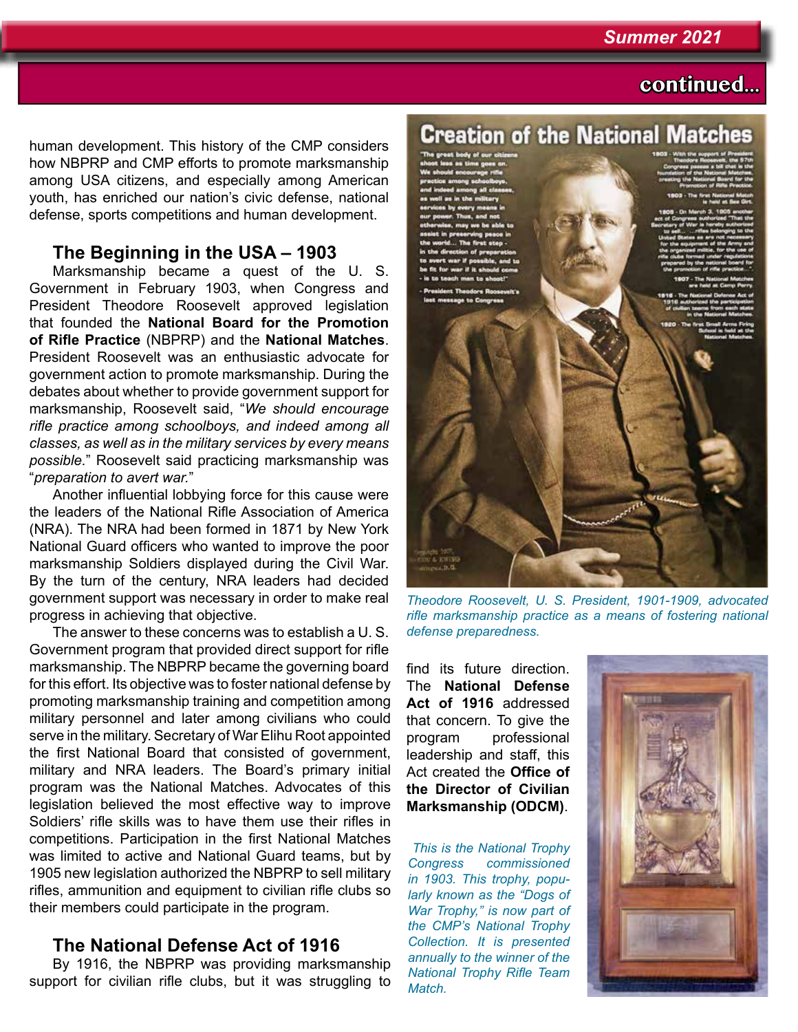continued...

human development. This history of the CMP considers how NBPRP and CMP efforts to promote marksmanship among USA citizens, and especially among American youth, has enriched our nation's civic defense, national defense, sports competitions and human development.

## The Beginning in the USA – 1903

Marksmanship became a quest of the U. S. Government in February 1903, when Congress and President Theodore Roosevelt approved legislation that founded the **National Board for the Promotion of Rifle Practice** (NBPRP) and the **National Matches**. President Roosevelt was an enthusiastic advocate for government action to promote marksmanship. During the debates about whether to provide government support for marksmanship, Roosevelt said, "*We should encourage rifle practice among schoolboys, and indeed among all classes, as well as in the military services by every means possible.*" Roosevelt said practicing marksmanship was "*preparation to avert war.*"

Another influential lobbying force for this cause were the leaders of the National Rifle Association of America (NRA). The NRA had been formed in 1871 by New York National Guard officers who wanted to improve the poor marksmanship Soldiers displayed during the Civil War. By the turn of the century, NRA leaders had decided government support was necessary in order to make real progress in achieving that objective.

The answer to these concerns was to establish a U. S. Government program that provided direct support for rifle marksmanship. The NBPRP became the governing board for this effort. Its objective was to foster national defense by promoting marksmanship training and competition among military personnel and later among civilians who could serve in the military. Secretary of War Elihu Root appointed the first National Board that consisted of government, military and NRA leaders. The Board's primary initial program was the National Matches. Advocates of this legislation believed the most effective way to improve Soldiers' rifle skills was to have them use their rifles in competitions. Participation in the first National Matches was limited to active and National Guard teams, but by 1905 new legislation authorized the NBPRP to sell military rifles, ammunition and equipment to civilian rifle clubs so their members could participate in the program.

## The National Defense Act of 1916

By 1916, the NBPRP was providing marksmanship support for civilian rifle clubs, but it was struggling to find its future direction. The **National Defense Act of 1916** addressed that concern. To give the program professional leadership and staff, this Act created the **Office of the Director of Civilian Marksmanship (ODCM)**.

*Theodore Roosevelt, U. S. President, 1901-1909, advocated rifle marksmanship practice as a means of fostering national defense preparedness.*

*This is the National Trophy Congress commissioned in 1903. This trophy, popularly known as the "Dogs of War Trophy," is now part of the CMP's National Trophy Collection. It is presented annually to the winner of the National Trophy Rifle Team Match.*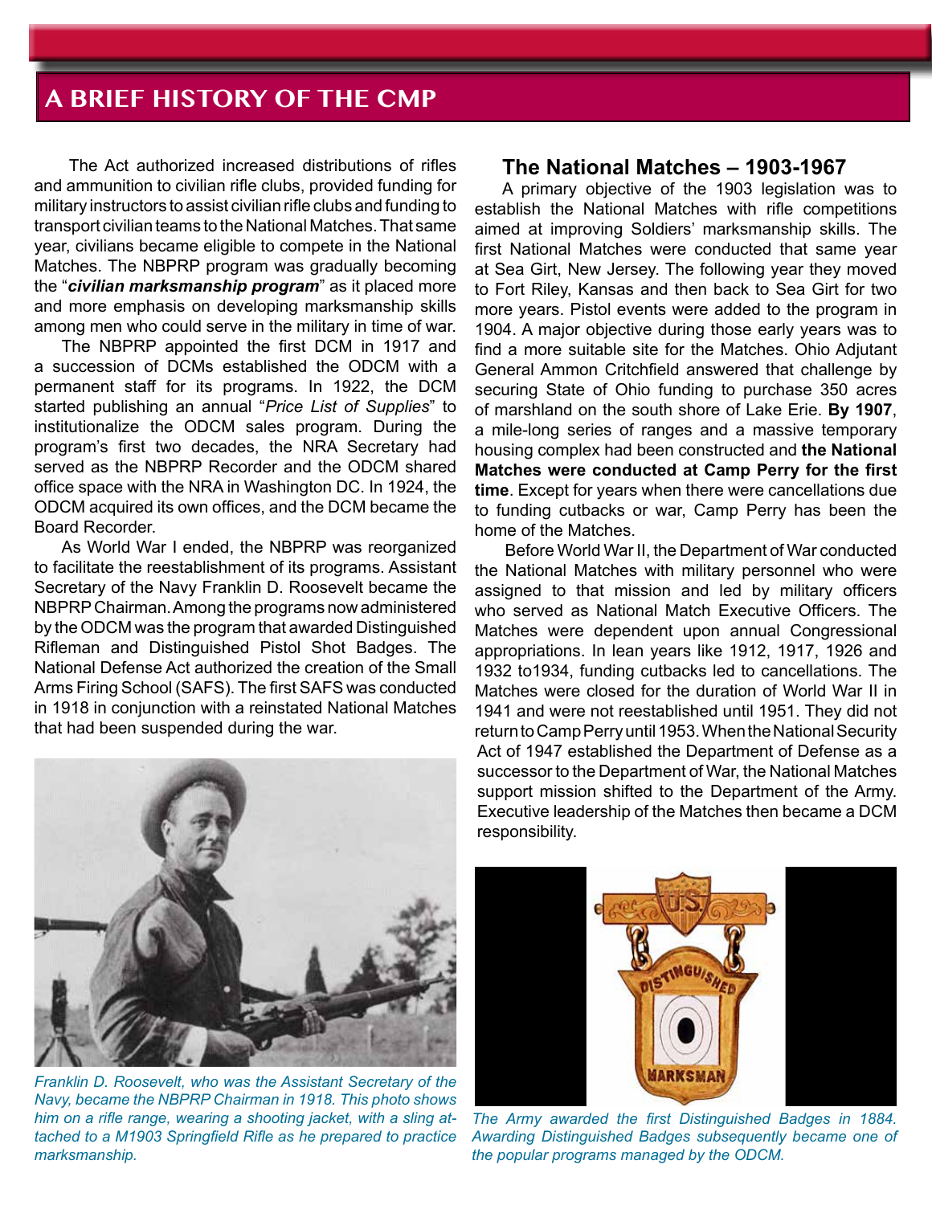## A BRIEF HISTORY OF THE CMP

The Act authorized increased distributions of rifles and ammunition to civilian rifle clubs, provided funding for military instructors to assist civilian rifle clubs and funding to transport civilian teams to the National Matches. That same year, civilians became eligible to compete in the National Matches. The NBPRP program was gradually becoming the "***civilian marksmanship program***" as it placed more and more emphasis on developing marksmanship skills among men who could serve in the military in time of war.

The NBPRP appointed the first DCM in 1917 and a succession of DCMs established the ODCM with a permanent staff for its programs. In 1922, the DCM started publishing an annual "*Price List of Supplies*" to institutionalize the ODCM sales program. During the program's first two decades, the NRA Secretary had served as the NBPRP Recorder and the ODCM shared office space with the NRA in Washington DC. In 1924, the ODCM acquired its own offices, and the DCM became the Board Recorder.

As World War I ended, the NBPRP was reorganized to facilitate the reestablishment of its programs. Assistant Secretary of the Navy Franklin D. Roosevelt became the NBPRP Chairman. Among the programs now administered by the ODCM was the program that awarded Distinguished Rifleman and Distinguished Pistol Shot Badges. The National Defense Act authorized the creation of the Small Arms Firing School (SAFS). The first SAFS was conducted in 1918 in conjunction with a reinstated National Matches that had been suspended during the war.

*Franklin D. Roosevelt, who was the Assistant Secretary of the Navy, became the NBPRP Chairman in 1918. This photo shows him on a rifle range, wearing a shooting jacket, with a sling attached to a M1903 Springfield Rifle as he prepared to practice marksmanship.*

### The National Matches – 1903-1967

A primary objective of the 1903 legislation was to establish the National Matches with rifle competitions aimed at improving Soldiers' marksmanship skills. The first National Matches were conducted that same year at Sea Girt, New Jersey. The following year they moved to Fort Riley, Kansas and then back to Sea Girt for two more years. Pistol events were added to the program in 1904. A major objective during those early years was to find a more suitable site for the Matches. Ohio Adjutant General Ammon Critchfield answered that challenge by securing State of Ohio funding to purchase 350 acres of marshland on the south shore of Lake Erie. **By 1907**, a mile-long series of ranges and a massive temporary housing complex had been constructed and **the National Matches were conducted at Camp Perry for the first time**. Except for years when there were cancellations due to funding cutbacks or war, Camp Perry has been the home of the Matches.

Before World War II, the Department of War conducted the National Matches with military personnel who were assigned to that mission and led by military officers who served as National Match Executive Officers. The Matches were dependent upon annual Congressional appropriations. In lean years like 1912, 1917, 1926 and 1932 to1934, funding cutbacks led to cancellations. The Matches were closed for the duration of World War II in 1941 and were not reestablished until 1951. They did not return to Camp Perry until 1953. When the National Security Act of 1947 established the Department of Defense as a successor to the Department of War, the National Matches support mission shifted to the Department of the Army. Executive leadership of the Matches then became a DCM responsibility.

*The Army awarded the first Distinguished Badges in 1884. Awarding Distinguished Badges subsequently became one of the popular programs managed by the ODCM.*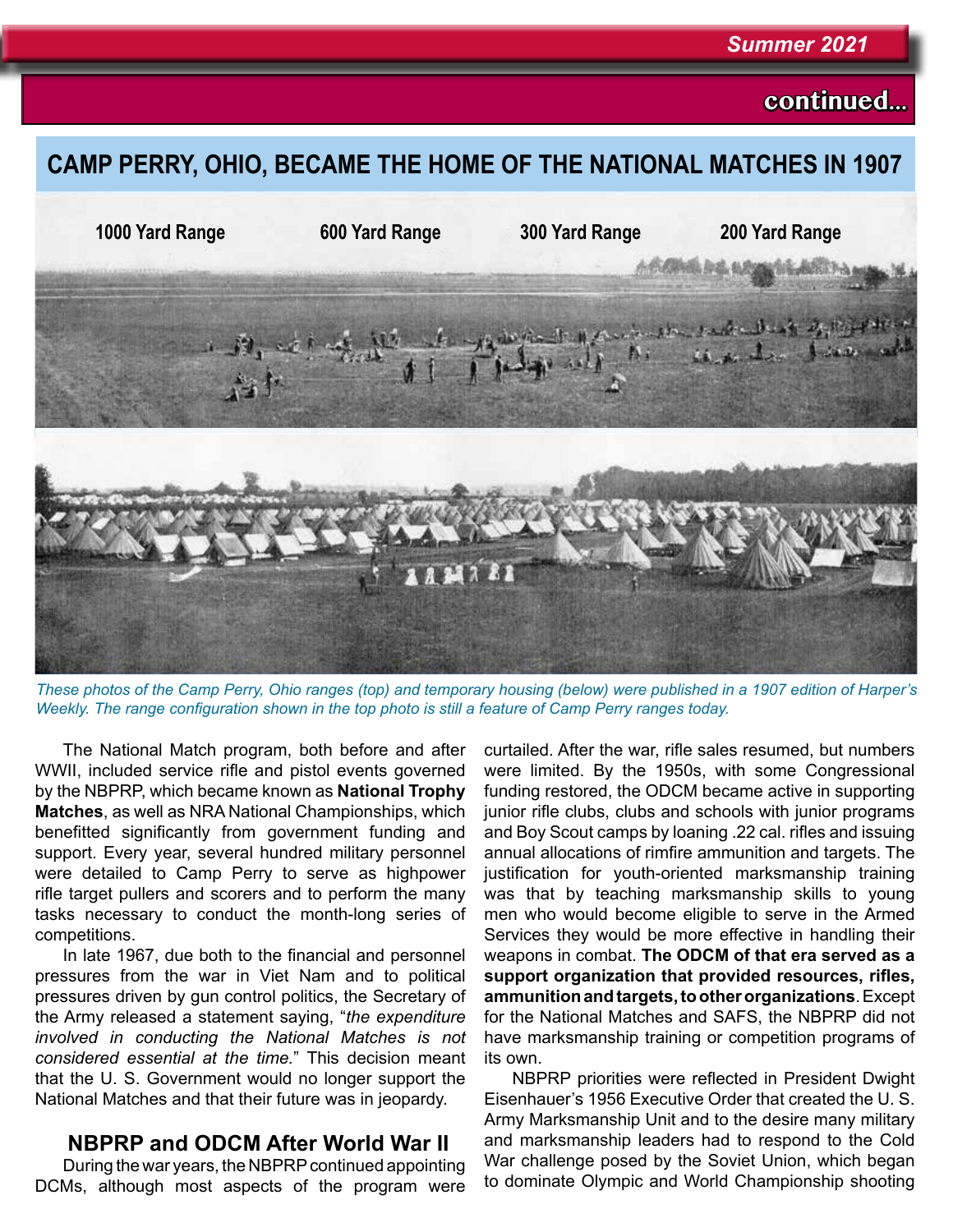continued...

# CAMP PERRY, OHIO, BECAME THE HOME OF THE NATIONAL MATCHES IN 1907

1000 Yard Range 600 Yard Range 300 Yard Range 200 Yard Range

*These photos of the Camp Perry, Ohio ranges (top) and temporary housing (below) were published in a 1907 edition of Harper's Weekly. The range configuration shown in the top photo is still a feature of Camp Perry ranges today.*

The National Match program, both before and after WWII, included service rifle and pistol events governed by the NBPRP, which became known as **National Trophy Matches**, as well as NRA National Championships, which benefitted significantly from government funding and support. Every year, several hundred military personnel were detailed to Camp Perry to serve as highpower rifle target pullers and scorers and to perform the many tasks necessary to conduct the month-long series of competitions.

In late 1967, due both to the financial and personnel pressures from the war in Viet Nam and to political pressures driven by gun control politics, the Secretary of the Army released a statement saying, "*the expenditure involved in conducting the National Matches is not considered essential at the time.*" This decision meant that the U. S. Government would no longer support the National Matches and that their future was in jeopardy.

## NBPRP and ODCM After World War II

During the war years, the NBPRP continued appointing DCMs, although most aspects of the program were curtailed. After the war, rifle sales resumed, but numbers were limited. By the 1950s, with some Congressional funding restored, the ODCM became active in supporting junior rifle clubs, clubs and schools with junior programs and Boy Scout camps by loaning .22 cal. rifles and issuing annual allocations of rimfire ammunition and targets. The justification for youth-oriented marksmanship training was that by teaching marksmanship skills to young men who would become eligible to serve in the Armed Services they would be more effective in handling their weapons in combat. **The ODCM of that era served as a support organization that provided resources, rifles, ammunition and targets, to other organizations**. Except for the National Matches and SAFS, the NBPRP did not have marksmanship training or competition programs of its own.

NBPRP priorities were reflected in President Dwight Eisenhauer's 1956 Executive Order that created the U. S. Army Marksmanship Unit and to the desire many military and marksmanship leaders had to respond to the Cold War challenge posed by the Soviet Union, which began to dominate Olympic and World Championship shooting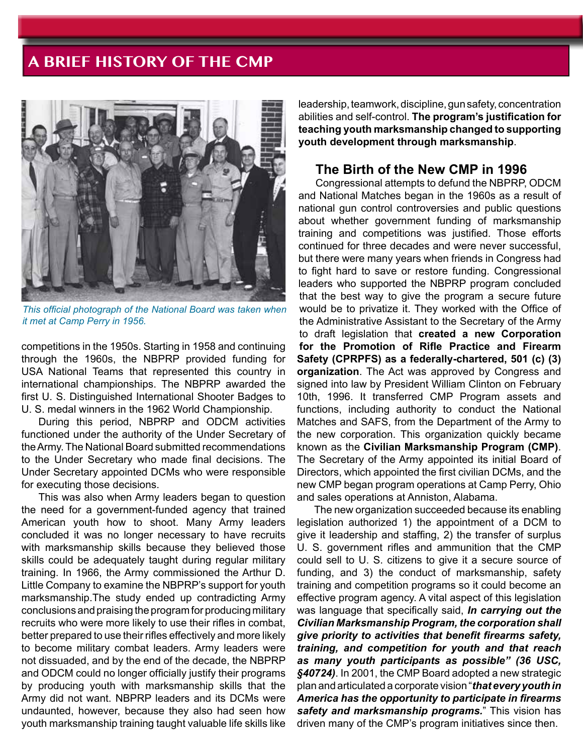# A BRIEF HISTORY OF THE CMP

*This official photograph of the National Board was taken when it met at Camp Perry in 1956.*

competitions in the 1950s. Starting in 1958 and continuing through the 1960s, the NBPRP provided funding for USA National Teams that represented this country in international championships. The NBPRP awarded the first U. S. Distinguished International Shooter Badges to U. S. medal winners in the 1962 World Championship.

During this period, NBPRP and ODCM activities functioned under the authority of the Under Secretary of the Army. The National Board submitted recommendations to the Under Secretary who made final decisions. The Under Secretary appointed DCMs who were responsible for executing those decisions.

This was also when Army leaders began to question the need for a government-funded agency that trained American youth how to shoot. Many Army leaders concluded it was no longer necessary to have recruits with marksmanship skills because they believed those skills could be adequately taught during regular military training. In 1966, the Army commissioned the Arthur D. Little Company to examine the NBPRP's support for youth marksmanship.The study ended up contradicting Army conclusions and praising the program for producing military recruits who were more likely to use their rifles in combat, better prepared to use their rifles effectively and more likely to become military combat leaders. Army leaders were not dissuaded, and by the end of the decade, the NBPRP and ODCM could no longer officially justify their programs by producing youth with marksmanship skills that the Army did not want. NBPRP leaders and its DCMs were undaunted, however, because they also had seen how youth marksmanship training taught valuable life skills like leadership, teamwork, discipline, gun safety, concentration abilities and self-control. **The program's justification for teaching youth marksmanship changed to supporting youth development through marksmanship**.

## The Birth of the New CMP in 1996

Congressional attempts to defund the NBPRP, ODCM and National Matches began in the 1960s as a result of national gun control controversies and public questions about whether government funding of marksmanship training and competitions was justified. Those efforts continued for three decades and were never successful, but there were many years when friends in Congress had to fight hard to save or restore funding. Congressional leaders who supported the NBPRP program concluded that the best way to give the program a secure future would be to privatize it. They worked with the Office of the Administrative Assistant to the Secretary of the Army to draft legislation that **created a new Corporation for the Promotion of Rifle Practice and Firearm Safety (CPRPFS) as a federally-chartered, 501 (c) (3) organization**. The Act was approved by Congress and signed into law by President William Clinton on February 10th, 1996. It transferred CMP Program assets and functions, including authority to conduct the National Matches and SAFS, from the Department of the Army to the new corporation. This organization quickly became known as the **Civilian Marksmanship Program (CMP)**. The Secretary of the Army appointed its initial Board of Directors, which appointed the first civilian DCMs, and the new CMP began program operations at Camp Perry, Ohio and sales operations at Anniston, Alabama.

The new organization succeeded because its enabling legislation authorized 1) the appointment of a DCM to give it leadership and staffing, 2) the transfer of surplus U. S. government rifles and ammunition that the CMP could sell to U. S. citizens to give it a secure source of funding, and 3) the conduct of marksmanship, safety training and competition programs so it could become an effective program agency. A vital aspect of this legislation was language that specifically said, ***In carrying out the Civilian Marksmanship Program, the corporation shall give priority to activities that benefit firearms safety, training, and competition for youth and that reach as many youth participants as possible" (36 USC, §40724)***. In 2001, the CMP Board adopted a new strategic plan and articulated a corporate vision "***that every youth in America has the opportunity to participate in firearms safety and marksmanship programs.***" This vision has driven many of the CMP's program initiatives since then.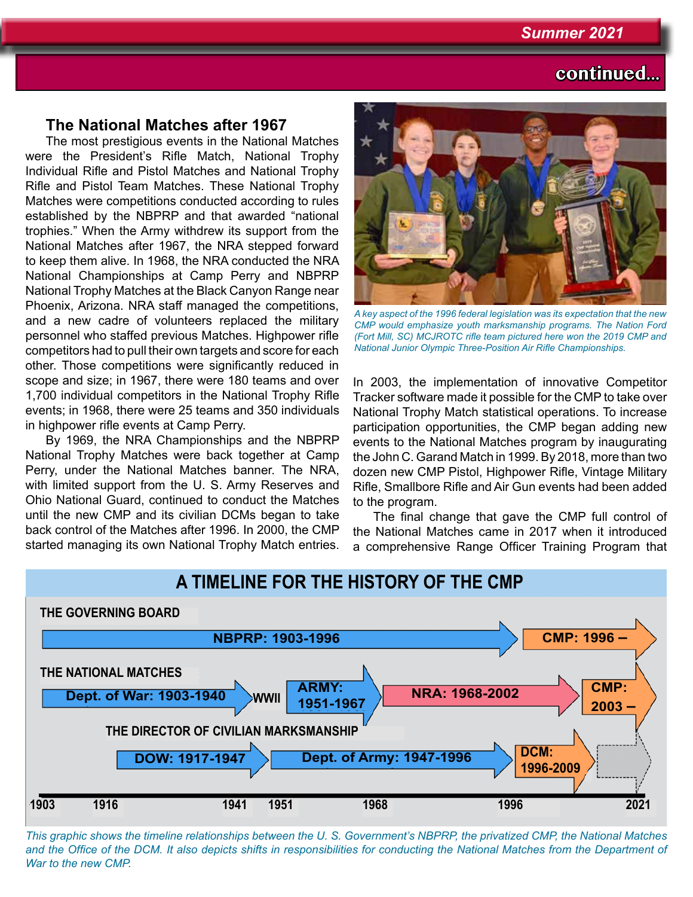continued...

## The National Matches after 1967

The most prestigious events in the National Matches were the President's Rifle Match, National Trophy Individual Rifle and Pistol Matches and National Trophy Rifle and Pistol Team Matches. These National Trophy Matches were competitions conducted according to rules established by the NBPRP and that awarded "national trophies." When the Army withdrew its support from the National Matches after 1967, the NRA stepped forward to keep them alive. In 1968, the NRA conducted the NRA National Championships at Camp Perry and NBPRP National Trophy Matches at the Black Canyon Range near Phoenix, Arizona. NRA staff managed the competitions, and a new cadre of volunteers replaced the military personnel who staffed previous Matches. Highpower rifle competitors had to pull their own targets and score for each other. Those competitions were significantly reduced in scope and size; in 1967, there were 180 teams and over 1,700 individual competitors in the National Trophy Rifle events; in 1968, there were 25 teams and 350 individuals in highpower rifle events at Camp Perry.

By 1969, the NRA Championships and the NBPRP National Trophy Matches were back together at Camp Perry, under the National Matches banner. The NRA, with limited support from the U. S. Army Reserves and Ohio National Guard, continued to conduct the Matches until the new CMP and its civilian DCMs began to take back control of the Matches after 1996. In 2000, the CMP started managing its own National Trophy Match entries.

*A key aspect of the 1996 federal legislation was its expectation that the new CMP would emphasize youth marksmanship programs. The Nation Ford (Fort Mill, SC) MCJROTC rifle team pictured here won the 2019 CMP and National Junior Olympic Three-Position Air Rifle Championships.*

In 2003, the implementation of innovative Competitor Tracker software made it possible for the CMP to take over National Trophy Match statistical operations. To increase participation opportunities, the CMP began adding new events to the National Matches program by inaugurating the John C. Garand Match in 1999. By 2018, more than two dozen new CMP Pistol, Highpower Rifle, Vintage Military Rifle, Smallbore Rifle and Air Gun events had been added to the program.

The final change that gave the CMP full control of the National Matches came in 2017 when it introduced a comprehensive Range Officer Training Program that

## A TIMELINE FOR THE HISTORY OF THE CMP

**THE GOVERNING BOARD**
- NBPRP: 1903-1996
- CMP: 1996 –

**THE NATIONAL MATCHES**
- Dept. of War: 1903-1940
- WWII
- ARMY: 1951-1967
- NRA: 1968-2002
- CMP: 2003 –

**THE DIRECTOR OF CIVILIAN MARKSMANSHIP**
- DOW: 1917-1947
- Dept. of Army: 1947-1996
- DCM: 1996-2009

1903 — 1916 — 1941 — 1951 — 1968 — 1996 — 2021

*This graphic shows the timeline relationships between the U. S. Government's NBPRP, the privatized CMP, the National Matches and the Office of the DCM. It also depicts shifts in responsibilities for conducting the National Matches from the Department of War to the new CMP.*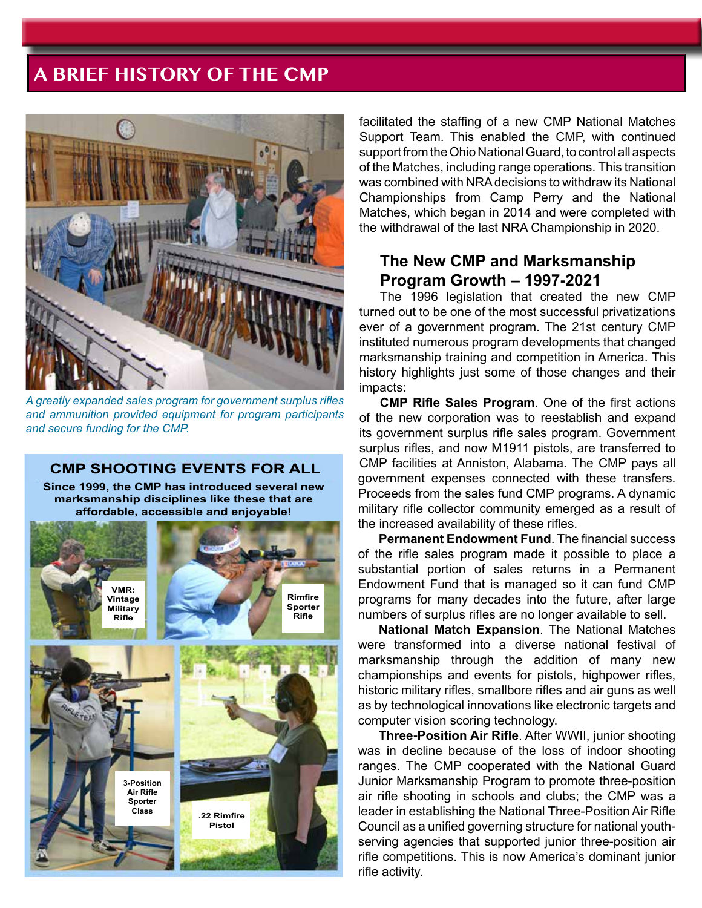# A BRIEF HISTORY OF THE CMP

*A greatly expanded sales program for government surplus rifles and ammunition provided equipment for program participants and secure funding for the CMP.*

### CMP SHOOTING EVENTS FOR ALL

**Since 1999, the CMP has introduced several new marksmanship disciplines like these that are affordable, accessible and enjoyable!**

VMR: Vintage Military Rifle

Rimfire Sporter Rifle

3-Position Air Rifle Sporter Class

.22 Rimfire Pistol

facilitated the staffing of a new CMP National Matches Support Team. This enabled the CMP, with continued support from the Ohio National Guard, to control all aspects of the Matches, including range operations. This transition was combined with NRA decisions to withdraw its National Championships from Camp Perry and the National Matches, which began in 2014 and were completed with the withdrawal of the last NRA Championship in 2020.

## The New CMP and Marksmanship Program Growth – 1997-2021

The 1996 legislation that created the new CMP turned out to be one of the most successful privatizations ever of a government program. The 21st century CMP instituted numerous program developments that changed marksmanship training and competition in America. This history highlights just some of those changes and their impacts:

**CMP Rifle Sales Program**. One of the first actions of the new corporation was to reestablish and expand its government surplus rifle sales program. Government surplus rifles, and now M1911 pistols, are transferred to CMP facilities at Anniston, Alabama. The CMP pays all government expenses connected with these transfers. Proceeds from the sales fund CMP programs. A dynamic military rifle collector community emerged as a result of the increased availability of these rifles.

**Permanent Endowment Fund**. The financial success of the rifle sales program made it possible to place a substantial portion of sales returns in a Permanent Endowment Fund that is managed so it can fund CMP programs for many decades into the future, after large numbers of surplus rifles are no longer available to sell.

**National Match Expansion**. The National Matches were transformed into a diverse national festival of marksmanship through the addition of many new championships and events for pistols, highpower rifles, historic military rifles, smallbore rifles and air guns as well as by technological innovations like electronic targets and computer vision scoring technology.

**Three-Position Air Rifle**. After WWII, junior shooting was in decline because of the loss of indoor shooting ranges. The CMP cooperated with the National Guard Junior Marksmanship Program to promote three-position air rifle shooting in schools and clubs; the CMP was a leader in establishing the National Three-Position Air Rifle Council as a unified governing structure for national youth-serving agencies that supported junior three-position air rifle competitions. This is now America's dominant junior rifle activity.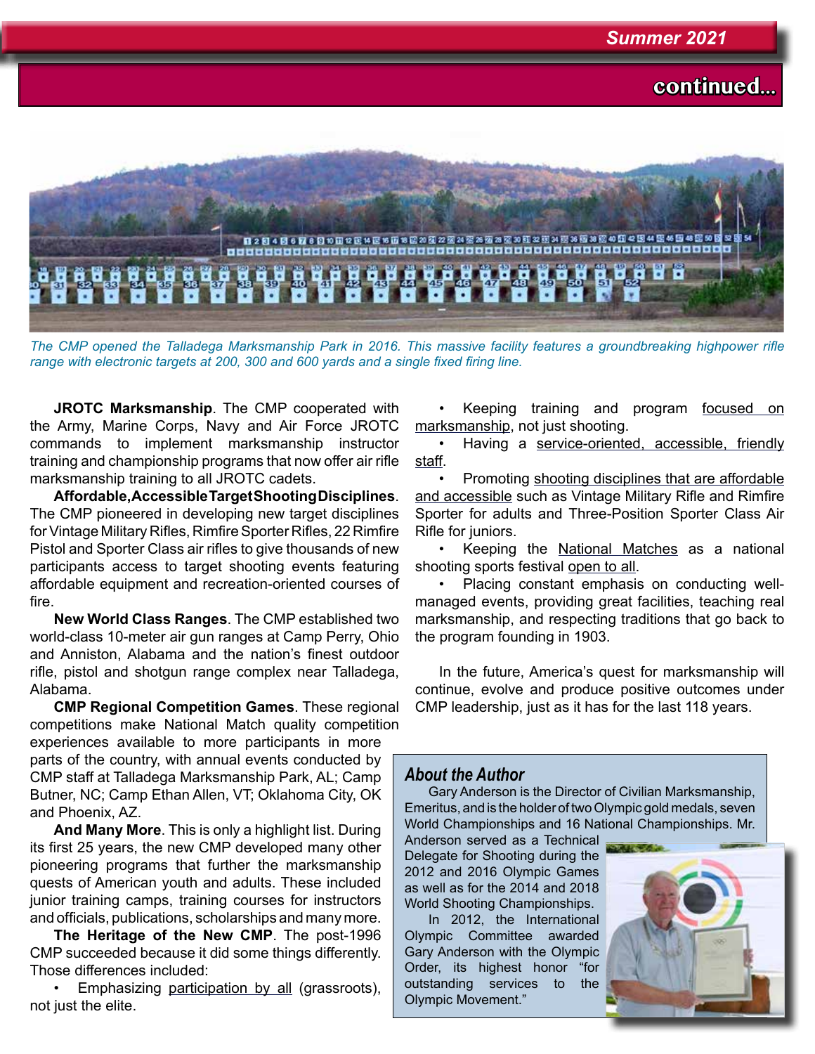continued...

*The CMP opened the Talladega Marksmanship Park in 2016. This massive facility features a groundbreaking highpower rifle range with electronic targets at 200, 300 and 600 yards and a single fixed firing line.*

**JROTC Marksmanship**. The CMP cooperated with the Army, Marine Corps, Navy and Air Force JROTC commands to implement marksmanship instructor training and championship programs that now offer air rifle marksmanship training to all JROTC cadets.

**Affordable, Accessible Target Shooting Disciplines**. The CMP pioneered in developing new target disciplines for Vintage Military Rifles, Rimfire Sporter Rifles, 22 Rimfire Pistol and Sporter Class air rifles to give thousands of new participants access to target shooting events featuring affordable equipment and recreation-oriented courses of fire.

**New World Class Ranges**. The CMP established two world-class 10-meter air gun ranges at Camp Perry, Ohio and Anniston, Alabama and the nation's finest outdoor rifle, pistol and shotgun range complex near Talladega, Alabama.

**CMP Regional Competition Games**. These regional competitions make National Match quality competition experiences available to more participants in more parts of the country, with annual events conducted by CMP staff at Talladega Marksmanship Park, AL; Camp Butner, NC; Camp Ethan Allen, VT; Oklahoma City, OK and Phoenix, AZ.

**And Many More**. This is only a highlight list. During its first 25 years, the new CMP developed many other pioneering programs that further the marksmanship quests of American youth and adults. These included junior training camps, training courses for instructors and officials, publications, scholarships and many more.

**The Heritage of the New CMP**. The post-1996 CMP succeeded because it did some things differently. Those differences included:

- Emphasizing participation by all (grassroots), not just the elite.
- Keeping training and program focused on marksmanship, not just shooting.
- Having a service-oriented, accessible, friendly staff.
- Promoting shooting disciplines that are affordable and accessible such as Vintage Military Rifle and Rimfire Sporter for adults and Three-Position Sporter Class Air Rifle for juniors.
- Keeping the National Matches as a national shooting sports festival open to all.
- Placing constant emphasis on conducting well-managed events, providing great facilities, teaching real marksmanship, and respecting traditions that go back to the program founding in 1903.

In the future, America's quest for marksmanship will continue, evolve and produce positive outcomes under CMP leadership, just as it has for the last 118 years.

## About the Author

Gary Anderson is the Director of Civilian Marksmanship, Emeritus, and is the holder of two Olympic gold medals, seven World Championships and 16 National Championships. Mr. Anderson served as a Technical Delegate for Shooting during the 2012 and 2016 Olympic Games as well as for the 2014 and 2018 World Shooting Championships.

In 2012, the International Olympic Committee awarded Gary Anderson with the Olympic Order, its highest honor "for outstanding services to the Olympic Movement."